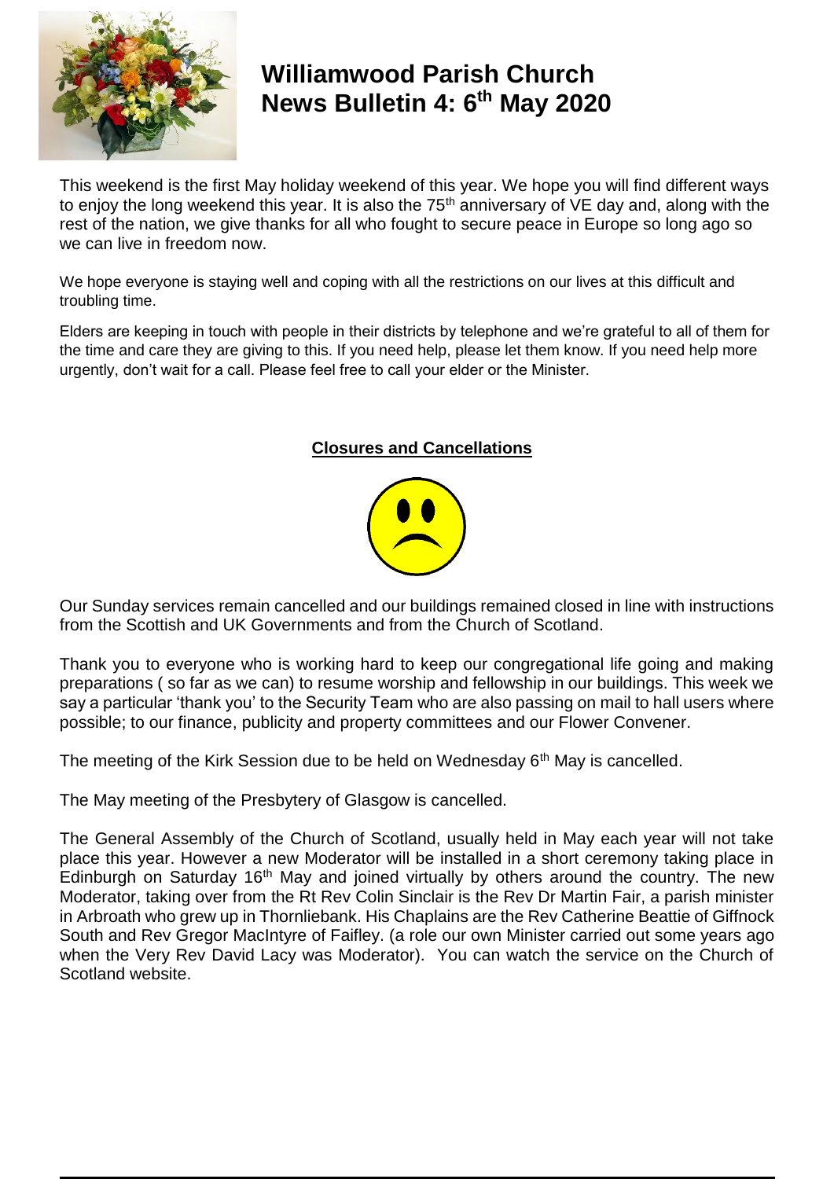# Williamwood Parish Church News Bulletin 4: 6th May 2020

This weekend is the first May holiday weekend of this year. We hope you will find different ways to enjoy the long weekend this year. It is also the 75th anniversary of VE day and, along with the rest of the nation, we give thanks for all who fought to secure peace in Europe so long ago so we can live in freedom now.

We hope everyone is staying well and coping with all the restrictions on our lives at this difficult and troubling time.

Elders are keeping in touch with people in their districts by telephone and we're grateful to all of them for the time and care they are giving to this. If you need help, please let them know. If you need help more urgently, don't wait for a call. Please feel free to call your elder or the Minister.

## Closures and Cancellations

Our Sunday services remain cancelled and our buildings remained closed in line with instructions from the Scottish and UK Governments and from the Church of Scotland.

Thank you to everyone who is working hard to keep our congregational life going and making preparations ( so far as we can) to resume worship and fellowship in our buildings. This week we say a particular 'thank you' to the Security Team who are also passing on mail to hall users where possible; to our finance, publicity and property committees and our Flower Convener.

The meeting of the Kirk Session due to be held on Wednesday 6th May is cancelled.

The May meeting of the Presbytery of Glasgow is cancelled.

The General Assembly of the Church of Scotland, usually held in May each year will not take place this year. However a new Moderator will be installed in a short ceremony taking place in Edinburgh on Saturday 16th May and joined virtually by others around the country. The new Moderator, taking over from the Rt Rev Colin Sinclair is the Rev Dr Martin Fair, a parish minister in Arbroath who grew up in Thornliebank. His Chaplains are the Rev Catherine Beattie of Giffnock South and Rev Gregor MacIntyre of Faifley. (a role our own Minister carried out some years ago when the Very Rev David Lacy was Moderator). You can watch the service on the Church of Scotland website.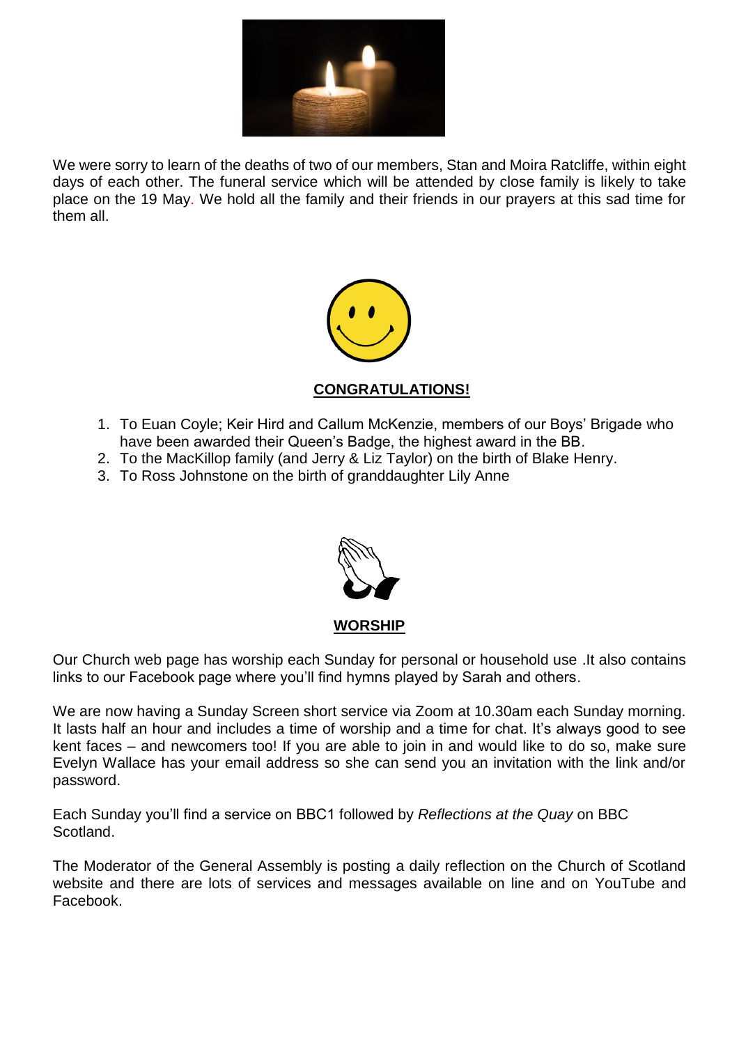We were sorry to learn of the deaths of two of our members, Stan and Moira Ratcliffe, within eight days of each other. The funeral service which will be attended by close family is likely to take place on the 19 May. We hold all the family and their friends in our prayers at this sad time for them all.

## CONGRATULATIONS!

1. To Euan Coyle; Keir Hird and Callum McKenzie, members of our Boys' Brigade who have been awarded their Queen's Badge, the highest award in the BB.
2. To the MacKillop family (and Jerry & Liz Taylor) on the birth of Blake Henry.
3. To Ross Johnstone on the birth of granddaughter Lily Anne

## WORSHIP

Our Church web page has worship each Sunday for personal or household use .It also contains links to our Facebook page where you'll find hymns played by Sarah and others.

We are now having a Sunday Screen short service via Zoom at 10.30am each Sunday morning. It lasts half an hour and includes a time of worship and a time for chat. It's always good to see kent faces – and newcomers too! If you are able to join in and would like to do so, make sure Evelyn Wallace has your email address so she can send you an invitation with the link and/or password.

Each Sunday you'll find a service on BBC1 followed by *Reflections at the Quay* on BBC Scotland.

The Moderator of the General Assembly is posting a daily reflection on the Church of Scotland website and there are lots of services and messages available on line and on YouTube and Facebook.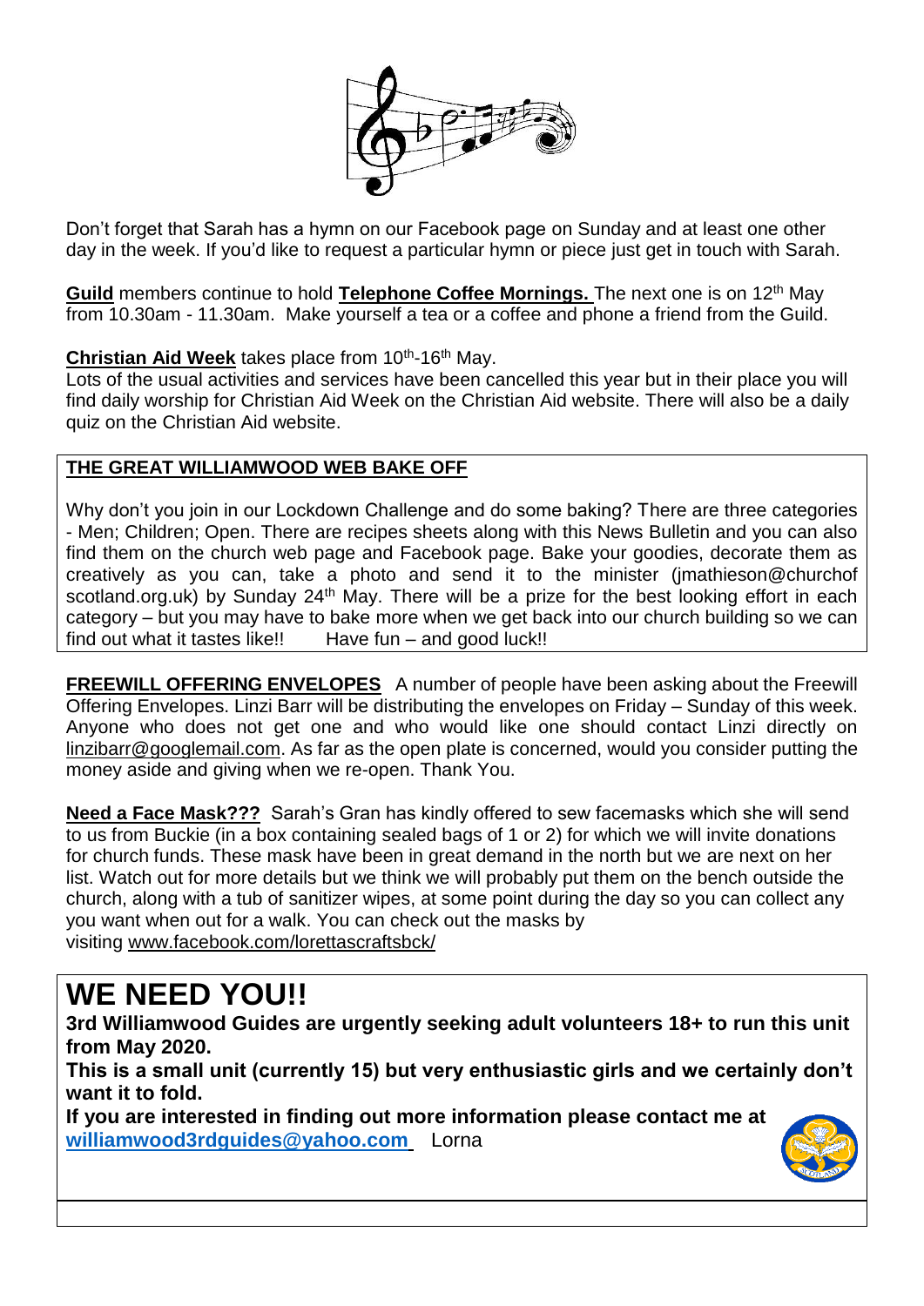Don't forget that Sarah has a hymn on our Facebook page on Sunday and at least one other day in the week. If you'd like to request a particular hymn or piece just get in touch with Sarah.

**Guild** members continue to hold **Telephone Coffee Mornings.** The next one is on 12th May from 10.30am - 11.30am. Make yourself a tea or a coffee and phone a friend from the Guild.

**Christian Aid Week** takes place from 10th-16th May.
Lots of the usual activities and services have been cancelled this year but in their place you will find daily worship for Christian Aid Week on the Christian Aid website. There will also be a daily quiz on the Christian Aid website.

**THE GREAT WILLIAMWOOD WEB BAKE OFF**

Why don't you join in our Lockdown Challenge and do some baking? There are three categories - Men; Children; Open. There are recipes sheets along with this News Bulletin and you can also find them on the church web page and Facebook page. Bake your goodies, decorate them as creatively as you can, take a photo and send it to the minister (jmathieson@churchofscotland.org.uk) by Sunday 24th May. There will be a prize for the best looking effort in each category – but you may have to bake more when we get back into our church building so we can find out what it tastes like!! Have fun – and good luck!!

**FREEWILL OFFERING ENVELOPES** A number of people have been asking about the Freewill Offering Envelopes. Linzi Barr will be distributing the envelopes on Friday – Sunday of this week. Anyone who does not get one and who would like one should contact Linzi directly on linzibarr@googlemail.com. As far as the open plate is concerned, would you consider putting the money aside and giving when we re-open. Thank You.

**Need a Face Mask???** Sarah's Gran has kindly offered to sew facemasks which she will send to us from Buckie (in a box containing sealed bags of 1 or 2) for which we will invite donations for church funds. These mask have been in great demand in the north but we are next on her list. Watch out for more details but we think we will probably put them on the bench outside the church, along with a tub of sanitizer wipes, at some point during the day so you can collect any you want when out for a walk. You can check out the masks by visiting www.facebook.com/lorettascraftsbck/

# WE NEED YOU!!

**3rd Williamwood Guides are urgently seeking adult volunteers 18+ to run this unit from May 2020.**

**This is a small unit (currently 15) but very enthusiastic girls and we certainly don't want it to fold.**

**If you are interested in finding out more information please contact me at williamwood3rdguides@yahoo.com** Lorna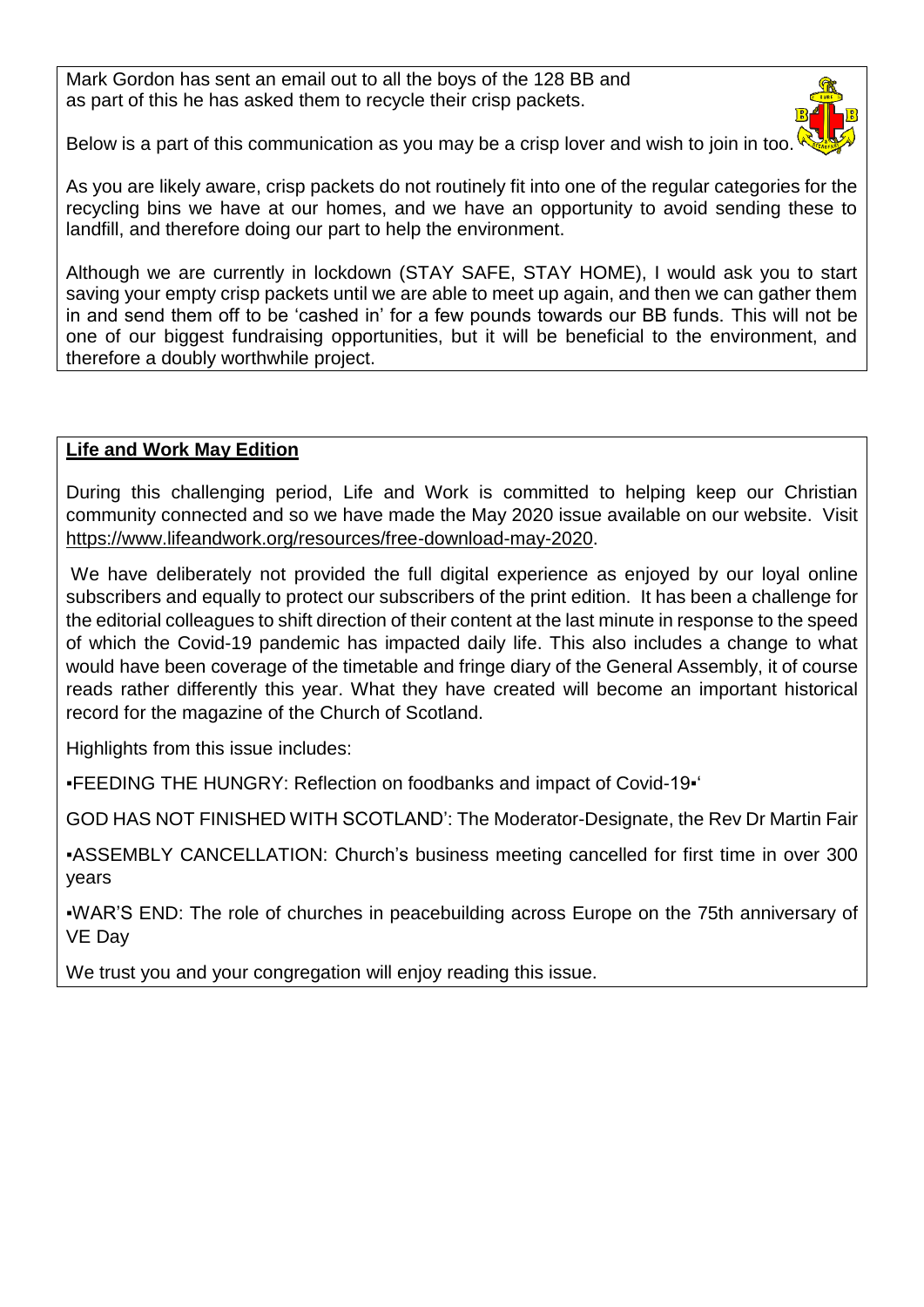Mark Gordon has sent an email out to all the boys of the 128 BB and as part of this he has asked them to recycle their crisp packets.

Below is a part of this communication as you may be a crisp lover and wish to join in too.

As you are likely aware, crisp packets do not routinely fit into one of the regular categories for the recycling bins we have at our homes, and we have an opportunity to avoid sending these to landfill, and therefore doing our part to help the environment.

Although we are currently in lockdown (STAY SAFE, STAY HOME), I would ask you to start saving your empty crisp packets until we are able to meet up again, and then we can gather them in and send them off to be 'cashed in' for a few pounds towards our BB funds. This will not be one of our biggest fundraising opportunities, but it will be beneficial to the environment, and therefore a doubly worthwhile project.

**Life and Work May Edition**

During this challenging period, Life and Work is committed to helping keep our Christian community connected and so we have made the May 2020 issue available on our website. Visit https://www.lifeandwork.org/resources/free-download-may-2020.

We have deliberately not provided the full digital experience as enjoyed by our loyal online subscribers and equally to protect our subscribers of the print edition. It has been a challenge for the editorial colleagues to shift direction of their content at the last minute in response to the speed of which the Covid-19 pandemic has impacted daily life. This also includes a change to what would have been coverage of the timetable and fringe diary of the General Assembly, it of course reads rather differently this year. What they have created will become an important historical record for the magazine of the Church of Scotland.

Highlights from this issue includes:

▪FEEDING THE HUNGRY: Reflection on foodbanks and impact of Covid-19▪'

GOD HAS NOT FINISHED WITH SCOTLAND': The Moderator-Designate, the Rev Dr Martin Fair

▪ASSEMBLY CANCELLATION: Church's business meeting cancelled for first time in over 300 years

▪WAR'S END: The role of churches in peacebuilding across Europe on the 75th anniversary of VE Day

We trust you and your congregation will enjoy reading this issue.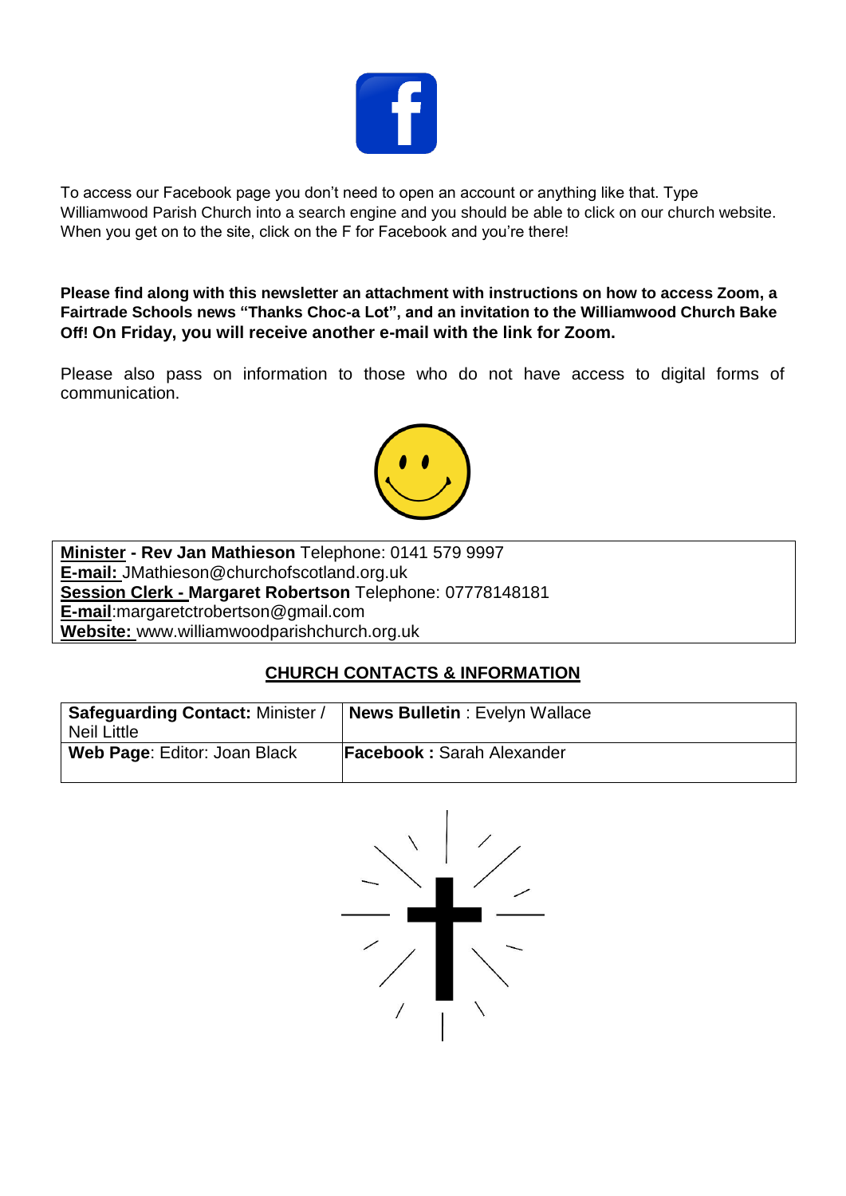To access our Facebook page you don't need to open an account or anything like that. Type Williamwood Parish Church into a search engine and you should be able to click on our church website. When you get on to the site, click on the F for Facebook and you're there!

**Please find along with this newsletter an attachment with instructions on how to access Zoom, a Fairtrade Schools news "Thanks Choc-a Lot", and an invitation to the Williamwood Church Bake Off! On Friday, you will receive another e-mail with the link for Zoom.**

Please also pass on information to those who do not have access to digital forms of communication.

**Minister - Rev Jan Mathieson** Telephone: 0141 579 9997
**E-mail:** JMathieson@churchofscotland.org.uk
**Session Clerk - Margaret Robertson** Telephone: 07778148181
**E-mail**:margaretctrobertson@gmail.com
**Website:** www.williamwoodparishchurch.org.uk

## CHURCH CONTACTS & INFORMATION

| **Safeguarding Contact:** Minister / Neil Little | **News Bulletin** : Evelyn Wallace |
|---|---|
| **Web Page**: Editor: Joan Black | **Facebook :** Sarah Alexander |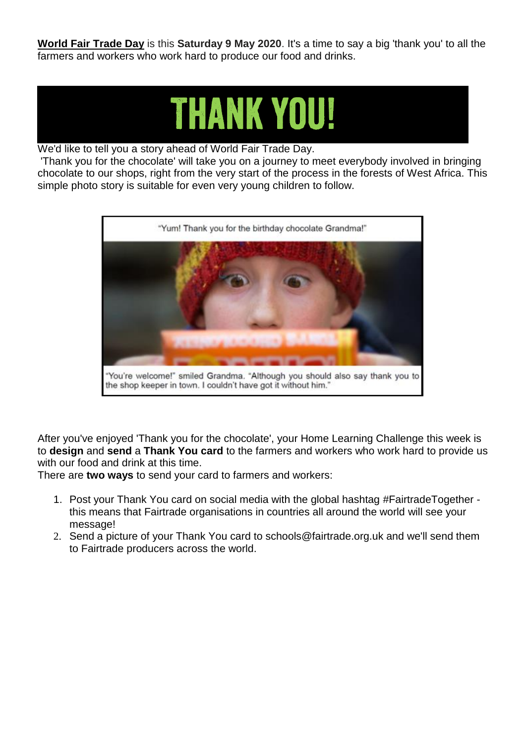**World Fair Trade Day** is this **Saturday 9 May 2020**. It's a time to say a big 'thank you' to all the farmers and workers who work hard to produce our food and drinks.

# THANK YOU!

We'd like to tell you a story ahead of World Fair Trade Day.

'Thank you for the chocolate' will take you on a journey to meet everybody involved in bringing chocolate to our shops, right from the very start of the process in the forests of West Africa. This simple photo story is suitable for even very young children to follow.

"Yum! Thank you for the birthday chocolate Grandma!"

"You're welcome!" smiled Grandma. "Although you should also say thank you to the shop keeper in town. I couldn't have got it without him."

After you've enjoyed 'Thank you for the chocolate', your Home Learning Challenge this week is to **design** and **send** a **Thank You card** to the farmers and workers who work hard to provide us with our food and drink at this time.

There are **two ways** to send your card to farmers and workers:

1. Post your Thank You card on social media with the global hashtag #FairtradeTogether - this means that Fairtrade organisations in countries all around the world will see your message!
2. Send a picture of your Thank You card to schools@fairtrade.org.uk and we'll send them to Fairtrade producers across the world.